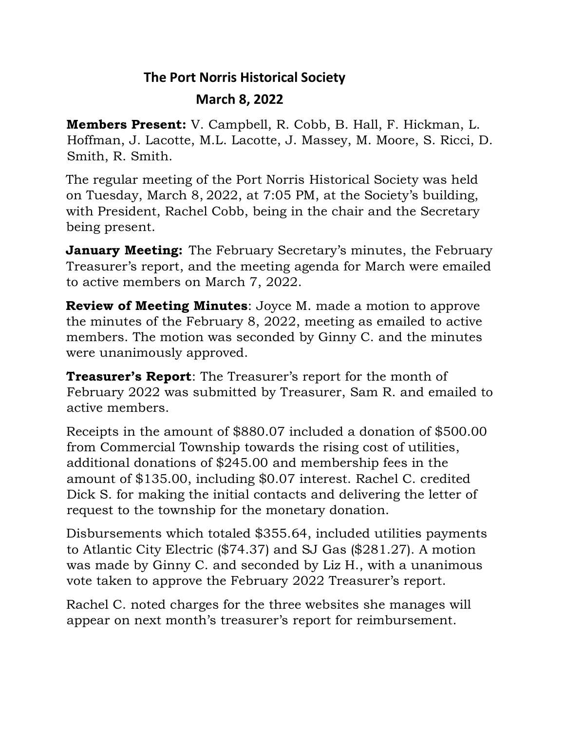# The Port Norris Historical Society

## March 8, 2022

**Members Present:** V. Campbell, R. Cobb, B. Hall, F. Hickman, L. Hoffman, J. Lacotte, M.L. Lacotte, J. Massey, M. Moore, S. Ricci, D. Smith, R. Smith.

The regular meeting of the Port Norris Historical Society was held on Tuesday, March 8, 2022, at 7:05 PM, at the Society's building, with President, Rachel Cobb, being in the chair and the Secretary being present.

**January Meeting:** The February Secretary's minutes, the February Treasurer's report, and the meeting agenda for March were emailed to active members on March 7, 2022.

**Review of Meeting Minutes**: Joyce M. made a motion to approve the minutes of the February 8, 2022, meeting as emailed to active members. The motion was seconded by Ginny C. and the minutes were unanimously approved.

**Treasurer's Report**: The Treasurer's report for the month of February 2022 was submitted by Treasurer, Sam R. and emailed to active members.

Receipts in the amount of $880.07 included a donation of $500.00 from Commercial Township towards the rising cost of utilities, additional donations of $245.00 and membership fees in the amount of $135.00, including $0.07 interest. Rachel C. credited Dick S. for making the initial contacts and delivering the letter of request to the township for the monetary donation.

Disbursements which totaled $355.64, included utilities payments to Atlantic City Electric ($74.37) and SJ Gas ($281.27). A motion was made by Ginny C. and seconded by Liz H., with a unanimous vote taken to approve the February 2022 Treasurer's report.

Rachel C. noted charges for the three websites she manages will appear on next month's treasurer's report for reimbursement.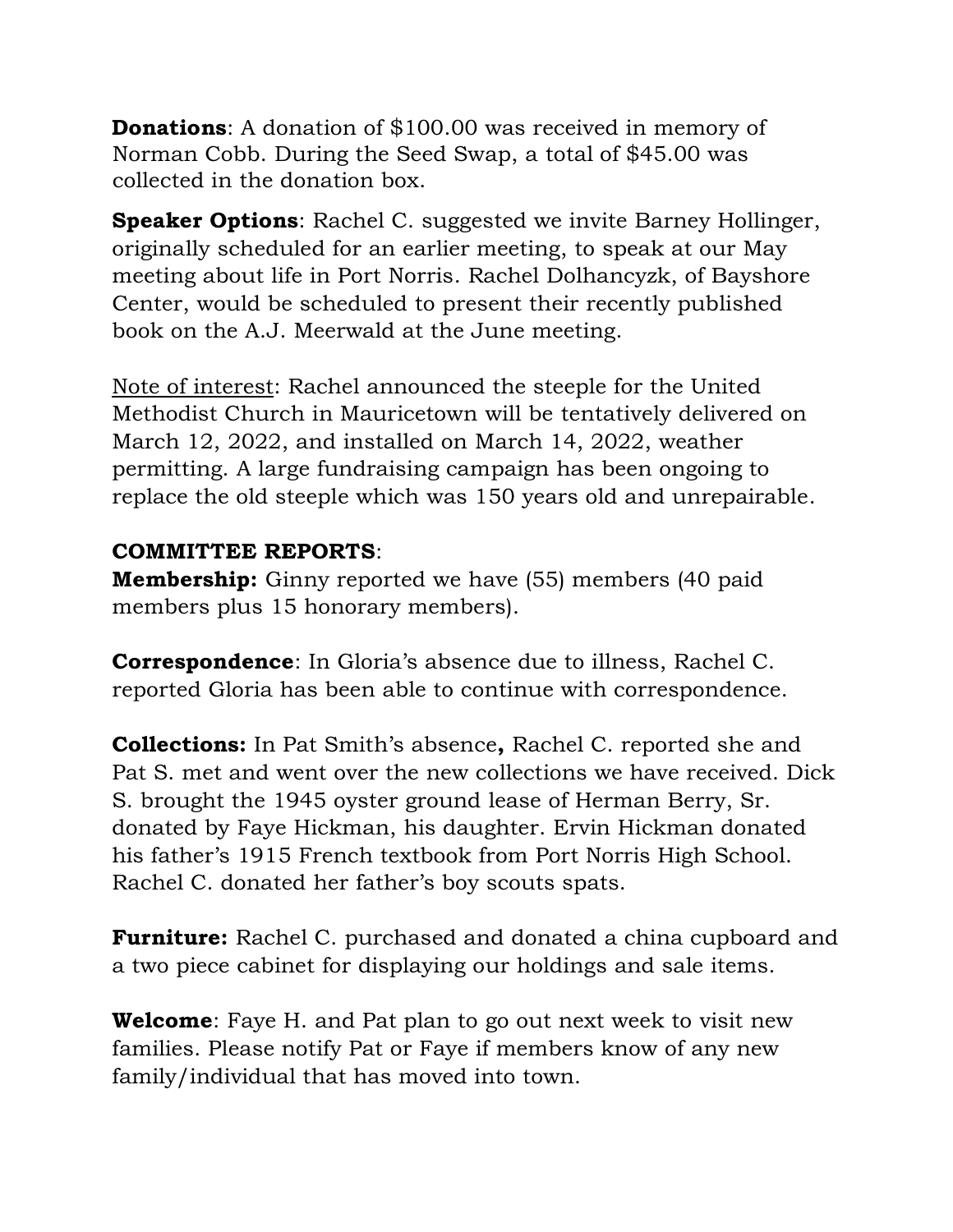**Donations**: A donation of $100.00 was received in memory of Norman Cobb. During the Seed Swap, a total of $45.00 was collected in the donation box.

**Speaker Options**: Rachel C. suggested we invite Barney Hollinger, originally scheduled for an earlier meeting, to speak at our May meeting about life in Port Norris. Rachel Dolhancyzk, of Bayshore Center, would be scheduled to present their recently published book on the A.J. Meerwald at the June meeting.

<u>Note of interest</u>: Rachel announced the steeple for the United Methodist Church in Mauricetown will be tentatively delivered on March 12, 2022, and installed on March 14, 2022, weather permitting. A large fundraising campaign has been ongoing to replace the old steeple which was 150 years old and unrepairable.

**COMMITTEE REPORTS**:

**Membership:** Ginny reported we have (55) members (40 paid members plus 15 honorary members).

**Correspondence**: In Gloria's absence due to illness, Rachel C. reported Gloria has been able to continue with correspondence.

**Collections:** In Pat Smith's absence**,** Rachel C. reported she and Pat S. met and went over the new collections we have received. Dick S. brought the 1945 oyster ground lease of Herman Berry, Sr. donated by Faye Hickman, his daughter. Ervin Hickman donated his father's 1915 French textbook from Port Norris High School. Rachel C. donated her father's boy scouts spats.

**Furniture:** Rachel C. purchased and donated a china cupboard and a two piece cabinet for displaying our holdings and sale items.

**Welcome**: Faye H. and Pat plan to go out next week to visit new families. Please notify Pat or Faye if members know of any new family/individual that has moved into town.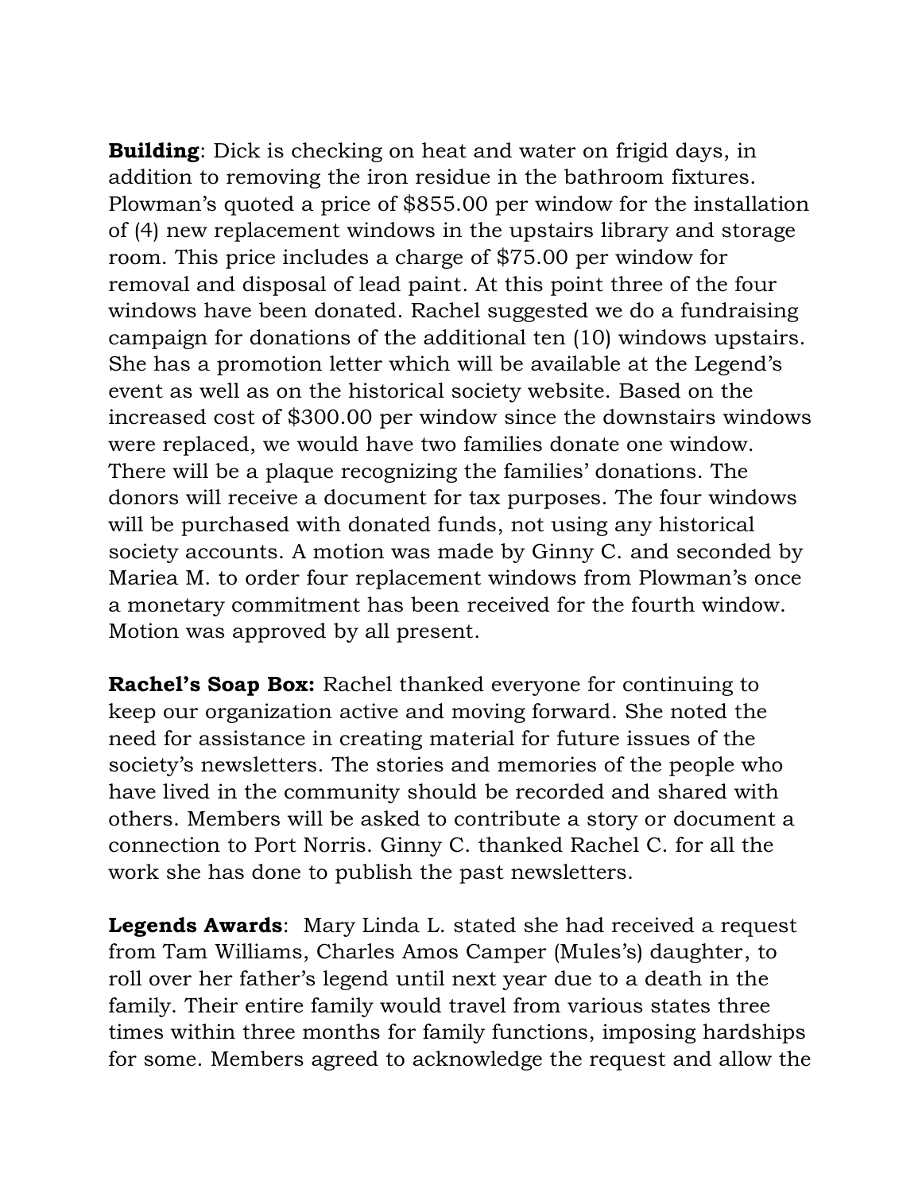**Building**: Dick is checking on heat and water on frigid days, in addition to removing the iron residue in the bathroom fixtures. Plowman's quoted a price of $855.00 per window for the installation of (4) new replacement windows in the upstairs library and storage room. This price includes a charge of $75.00 per window for removal and disposal of lead paint. At this point three of the four windows have been donated. Rachel suggested we do a fundraising campaign for donations of the additional ten (10) windows upstairs. She has a promotion letter which will be available at the Legend's event as well as on the historical society website. Based on the increased cost of $300.00 per window since the downstairs windows were replaced, we would have two families donate one window. There will be a plaque recognizing the families' donations. The donors will receive a document for tax purposes. The four windows will be purchased with donated funds, not using any historical society accounts. A motion was made by Ginny C. and seconded by Mariea M. to order four replacement windows from Plowman's once a monetary commitment has been received for the fourth window. Motion was approved by all present.

**Rachel's Soap Box:** Rachel thanked everyone for continuing to keep our organization active and moving forward. She noted the need for assistance in creating material for future issues of the society's newsletters. The stories and memories of the people who have lived in the community should be recorded and shared with others. Members will be asked to contribute a story or document a connection to Port Norris. Ginny C. thanked Rachel C. for all the work she has done to publish the past newsletters.

**Legends Awards**: Mary Linda L. stated she had received a request from Tam Williams, Charles Amos Camper (Mules's) daughter, to roll over her father's legend until next year due to a death in the family. Their entire family would travel from various states three times within three months for family functions, imposing hardships for some. Members agreed to acknowledge the request and allow the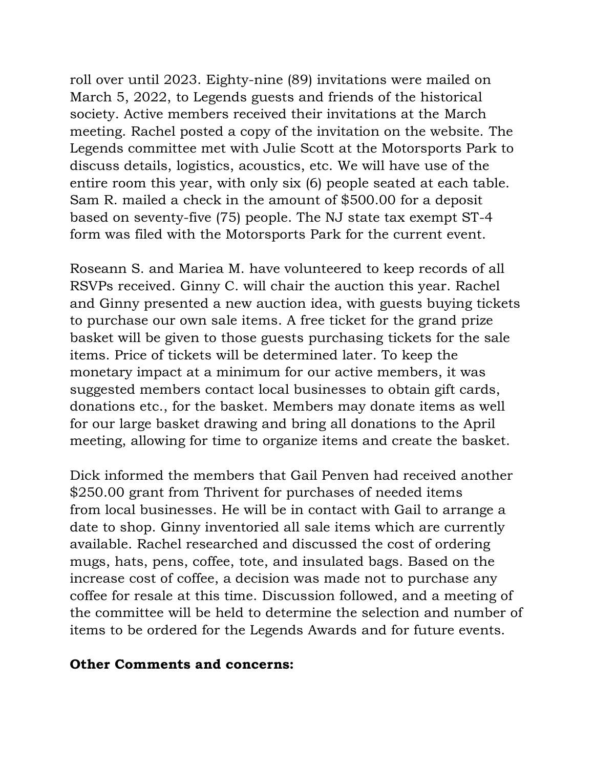roll over until 2023. Eighty-nine (89) invitations were mailed on March 5, 2022, to Legends guests and friends of the historical society. Active members received their invitations at the March meeting. Rachel posted a copy of the invitation on the website. The Legends committee met with Julie Scott at the Motorsports Park to discuss details, logistics, acoustics, etc. We will have use of the entire room this year, with only six (6) people seated at each table. Sam R. mailed a check in the amount of $500.00 for a deposit based on seventy-five (75) people. The NJ state tax exempt ST-4 form was filed with the Motorsports Park for the current event.

Roseann S. and Mariea M. have volunteered to keep records of all RSVPs received. Ginny C. will chair the auction this year. Rachel and Ginny presented a new auction idea, with guests buying tickets to purchase our own sale items. A free ticket for the grand prize basket will be given to those guests purchasing tickets for the sale items. Price of tickets will be determined later. To keep the monetary impact at a minimum for our active members, it was suggested members contact local businesses to obtain gift cards, donations etc., for the basket. Members may donate items as well for our large basket drawing and bring all donations to the April meeting, allowing for time to organize items and create the basket.

Dick informed the members that Gail Penven had received another $250.00 grant from Thrivent for purchases of needed items from local businesses. He will be in contact with Gail to arrange a date to shop. Ginny inventoried all sale items which are currently available. Rachel researched and discussed the cost of ordering mugs, hats, pens, coffee, tote, and insulated bags. Based on the increase cost of coffee, a decision was made not to purchase any coffee for resale at this time. Discussion followed, and a meeting of the committee will be held to determine the selection and number of items to be ordered for the Legends Awards and for future events.

**Other Comments and concerns:**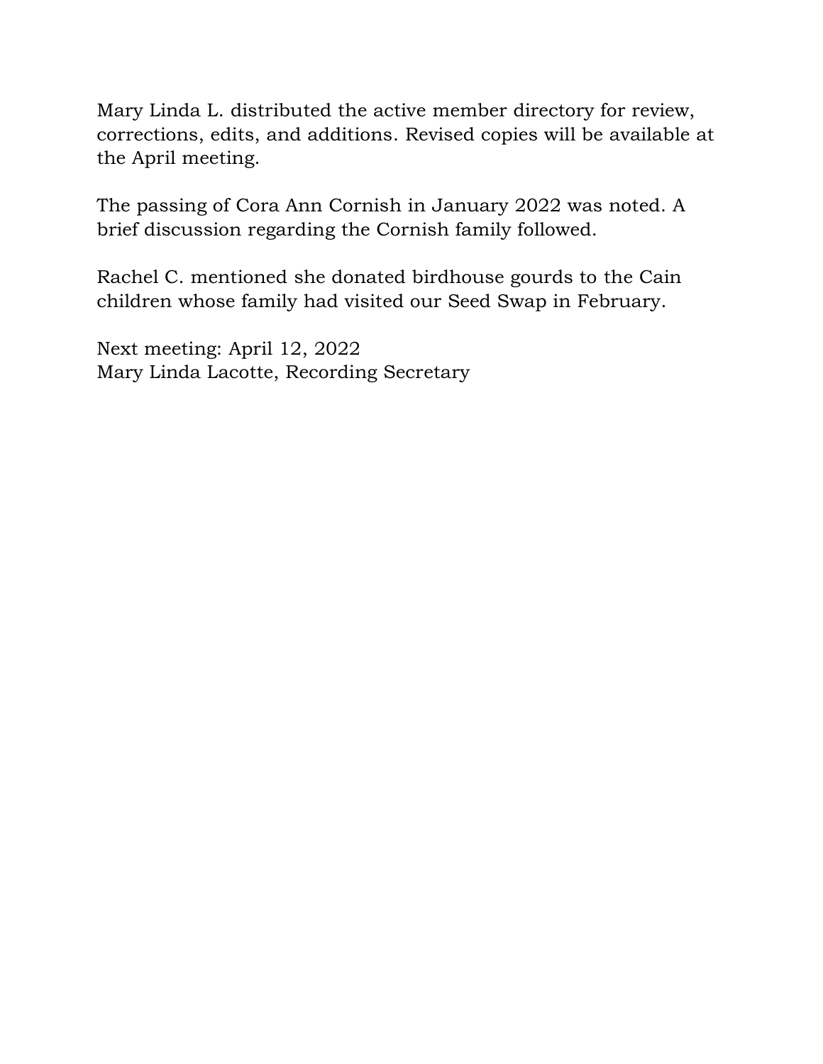Mary Linda L. distributed the active member directory for review, corrections, edits, and additions. Revised copies will be available at the April meeting.

The passing of Cora Ann Cornish in January 2022 was noted. A brief discussion regarding the Cornish family followed.

Rachel C. mentioned she donated birdhouse gourds to the Cain children whose family had visited our Seed Swap in February.

Next meeting: April 12, 2022
Mary Linda Lacotte, Recording Secretary